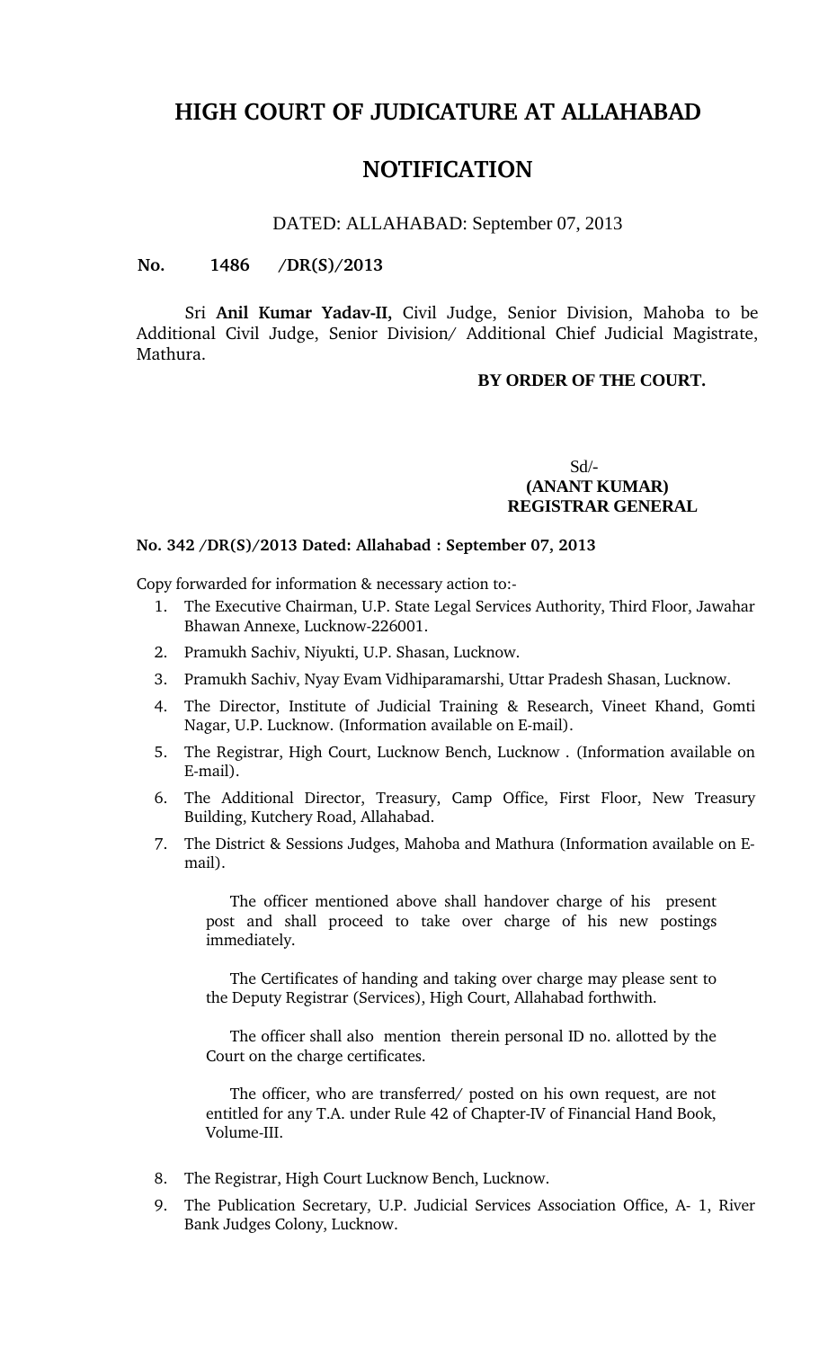# HIGH COURT OF JUDICATURE AT ALLAHABAD

## NOTIFICATION

DATED: ALLAHABAD: September 07, 2013

**No. 1486 /DR(S)/2013**

Sri **Anil Kumar Yadav-II,** Civil Judge, Senior Division, Mahoba to be Additional Civil Judge, Senior Division/ Additional Chief Judicial Magistrate, Mathura.

**BY ORDER OF THE COURT.**

Sd/-
**(ANANT KUMAR)**
**REGISTRAR GENERAL**

**No. 342 /DR(S)/2013 Dated: Allahabad : September 07, 2013**

Copy forwarded for information & necessary action to:-

1. The Executive Chairman, U.P. State Legal Services Authority, Third Floor, Jawahar Bhawan Annexe, Lucknow-226001.
2. Pramukh Sachiv, Niyukti, U.P. Shasan, Lucknow.
3. Pramukh Sachiv, Nyay Evam Vidhiparamarshi, Uttar Pradesh Shasan, Lucknow.
4. The Director, Institute of Judicial Training & Research, Vineet Khand, Gomti Nagar, U.P. Lucknow. (Information available on E-mail).
5. The Registrar, High Court, Lucknow Bench, Lucknow . (Information available on E-mail).
6. The Additional Director, Treasury, Camp Office, First Floor, New Treasury Building, Kutchery Road, Allahabad.
7. The District & Sessions Judges, Mahoba and Mathura (Information available on E-mail).

   The officer mentioned above shall handover charge of his present post and shall proceed to take over charge of his new postings immediately.

   The Certificates of handing and taking over charge may please sent to the Deputy Registrar (Services), High Court, Allahabad forthwith.

   The officer shall also mention therein personal ID no. allotted by the Court on the charge certificates.

   The officer, who are transferred/ posted on his own request, are not entitled for any T.A. under Rule 42 of Chapter-IV of Financial Hand Book, Volume-III.

8. The Registrar, High Court Lucknow Bench, Lucknow.
9. The Publication Secretary, U.P. Judicial Services Association Office, A- 1, River Bank Judges Colony, Lucknow.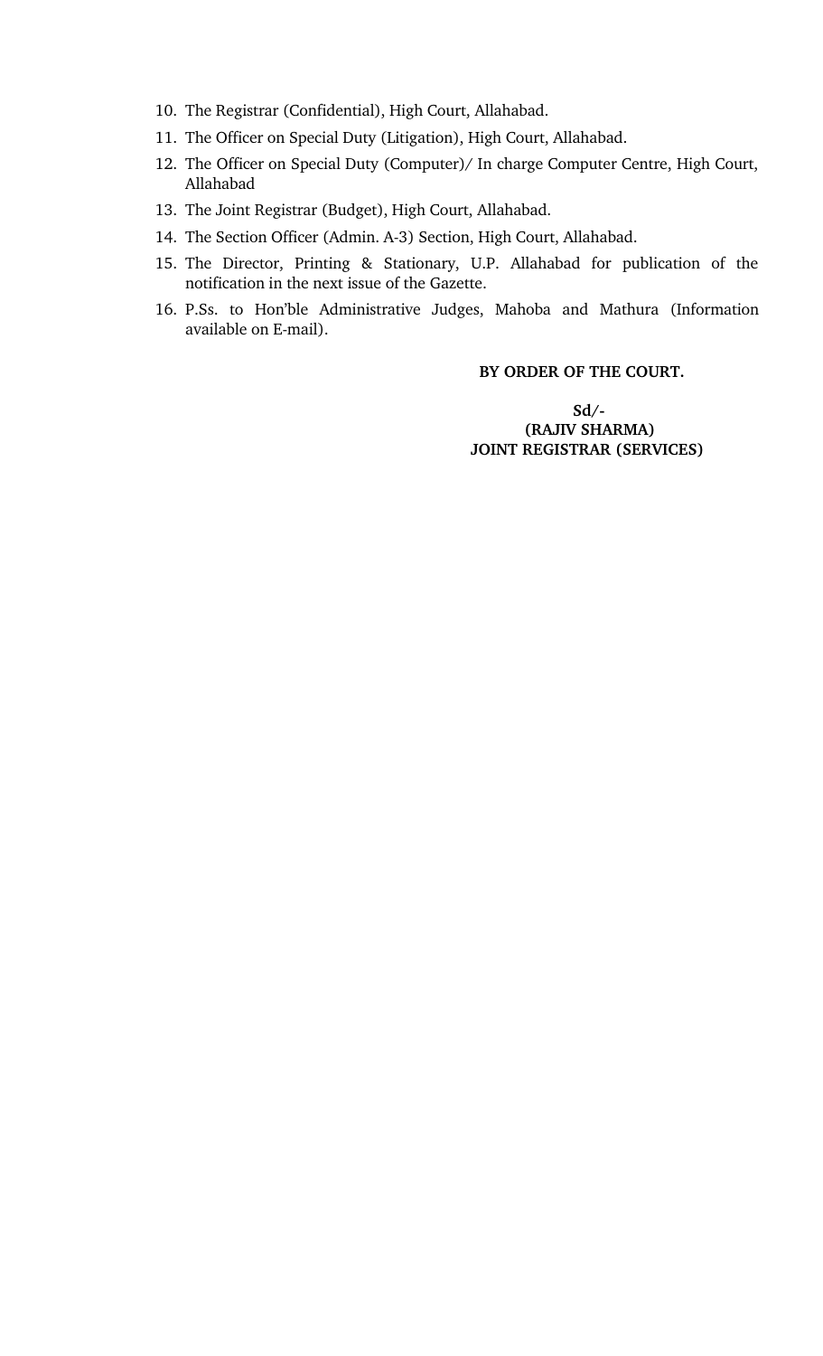10. The Registrar (Confidential), High Court, Allahabad.
11. The Officer on Special Duty (Litigation), High Court, Allahabad.
12. The Officer on Special Duty (Computer)/ In charge Computer Centre, High Court, Allahabad
13. The Joint Registrar (Budget), High Court, Allahabad.
14. The Section Officer (Admin. A-3) Section, High Court, Allahabad.
15. The Director, Printing & Stationary, U.P. Allahabad for publication of the notification in the next issue of the Gazette.
16. P.Ss. to Hon'ble Administrative Judges, Mahoba and Mathura (Information available on E-mail).

**BY ORDER OF THE COURT.**

**Sd/-**
**(RAJIV SHARMA)**
**JOINT REGISTRAR (SERVICES)**